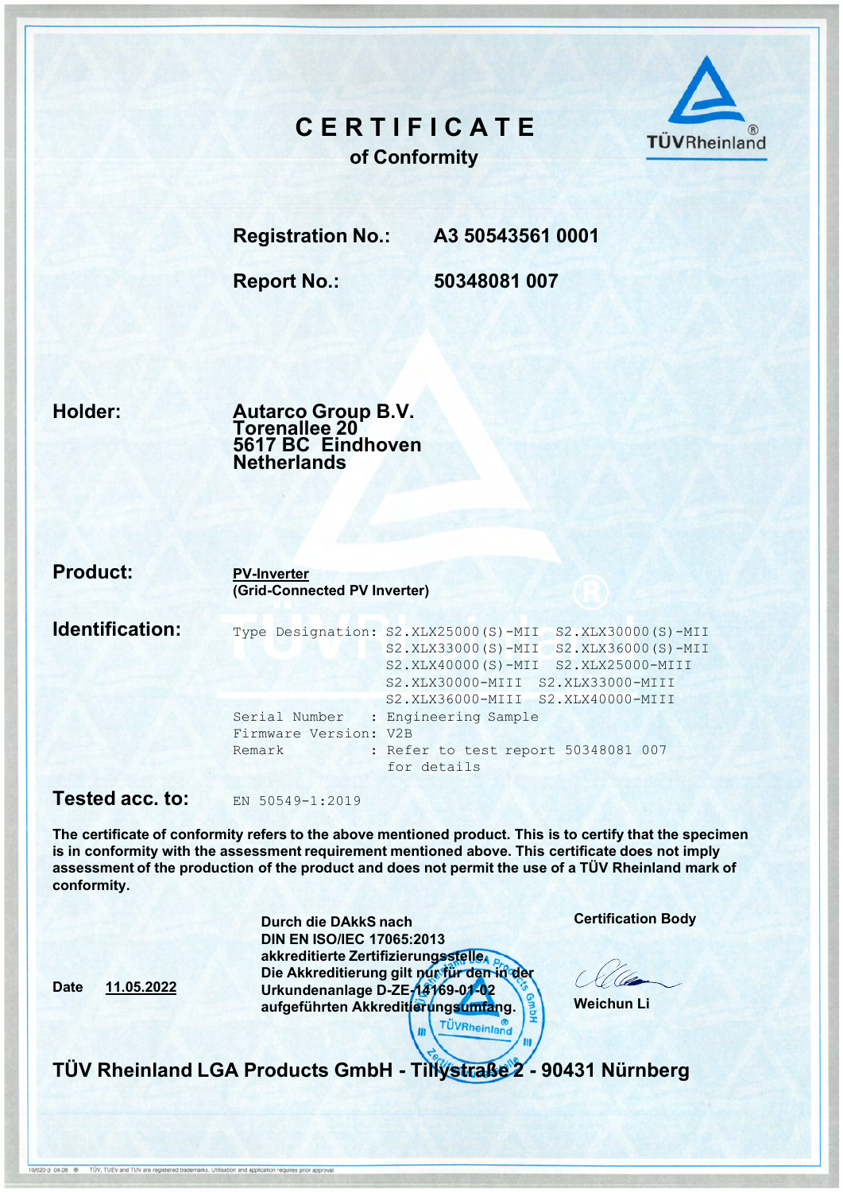# CERTIFICATE

## of Conformity

TÜVRheinland®

**Registration No.:** A3 50543561 0001

**Report No.:** 50348081 007

**Holder:**

**Autarco Group B.V.**
**Torenallee 20**
**5617 BC Eindhoven**
**Netherlands**

**Product:**

**PV-Inverter**
**(Grid-Connected PV Inverter)**

**Identification:**

```
Type Designation: S2.XLX25000(S)-MII  S2.XLX30000(S)-MII
                  S2.XLX33000(S)-MII  S2.XLX36000(S)-MII
                  S2.XLX40000(S)-MII  S2.XLX25000-MIII
                  S2.XLX30000-MIII  S2.XLX33000-MIII
                  S2.XLX36000-MIII  S2.XLX40000-MIII
Serial Number   : Engineering Sample
Firmware Version: V2B
Remark          : Refer to test report 50348081 007
                  for details
```

**Tested acc. to:** EN 50549-1:2019

**The certificate of conformity refers to the above mentioned product. This is to certify that the specimen is in conformity with the assessment requirement mentioned above. This certificate does not imply assessment of the production of the product and does not permit the use of a TÜV Rheinland mark of conformity.**

**Date** **11.05.2022**

**Durch die DAkkS nach**
**DIN EN ISO/IEC 17065:2013**
**akkreditierte Zertifizierungsstelle.**
**Die Akkreditierung gilt nur für den in der**
**Urkundenanlage D-ZE-14169-01-02**
**aufgeführten Akkreditierungsumfang.**

**Certification Body**

**Weichun Li**

**TÜV Rheinland LGA Products GmbH - Tillystraße 2 - 90431 Nürnberg**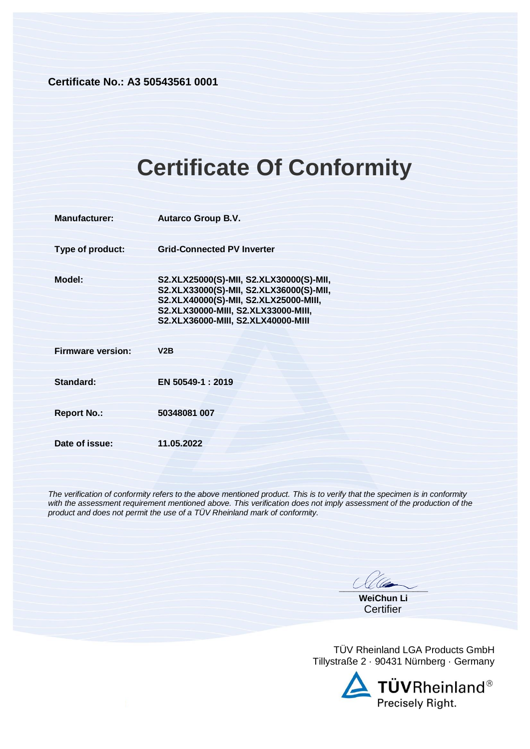**Certificate No.: A3 50543561 0001**

# Certificate Of Conformity

| | |
|---|---|
| **Manufacturer:** | **Autarco Group B.V.** |
| **Type of product:** | **Grid-Connected PV Inverter** |
| **Model:** | **S2.XLX25000(S)-MII, S2.XLX30000(S)-MII, S2.XLX33000(S)-MII, S2.XLX36000(S)-MII, S2.XLX40000(S)-MII, S2.XLX25000-MIII, S2.XLX30000-MIII, S2.XLX33000-MIII, S2.XLX36000-MIII, S2.XLX40000-MIII** |
| **Firmware version:** | **V2B** |
| **Standard:** | **EN 50549-1 : 2019** |
| **Report No.:** | **50348081 007** |
| **Date of issue:** | **11.05.2022** |

*The verification of conformity refers to the above mentioned product. This is to verify that the specimen is in conformity with the assessment requirement mentioned above. This verification does not imply assessment of the production of the product and does not permit the use of a TÜV Rheinland mark of conformity.*

**WeiChun Li**
Certifier

TÜV Rheinland LGA Products GmbH
Tillystraße 2 · 90431 Nürnberg · Germany

TÜVRheinland®
Precisely Right.